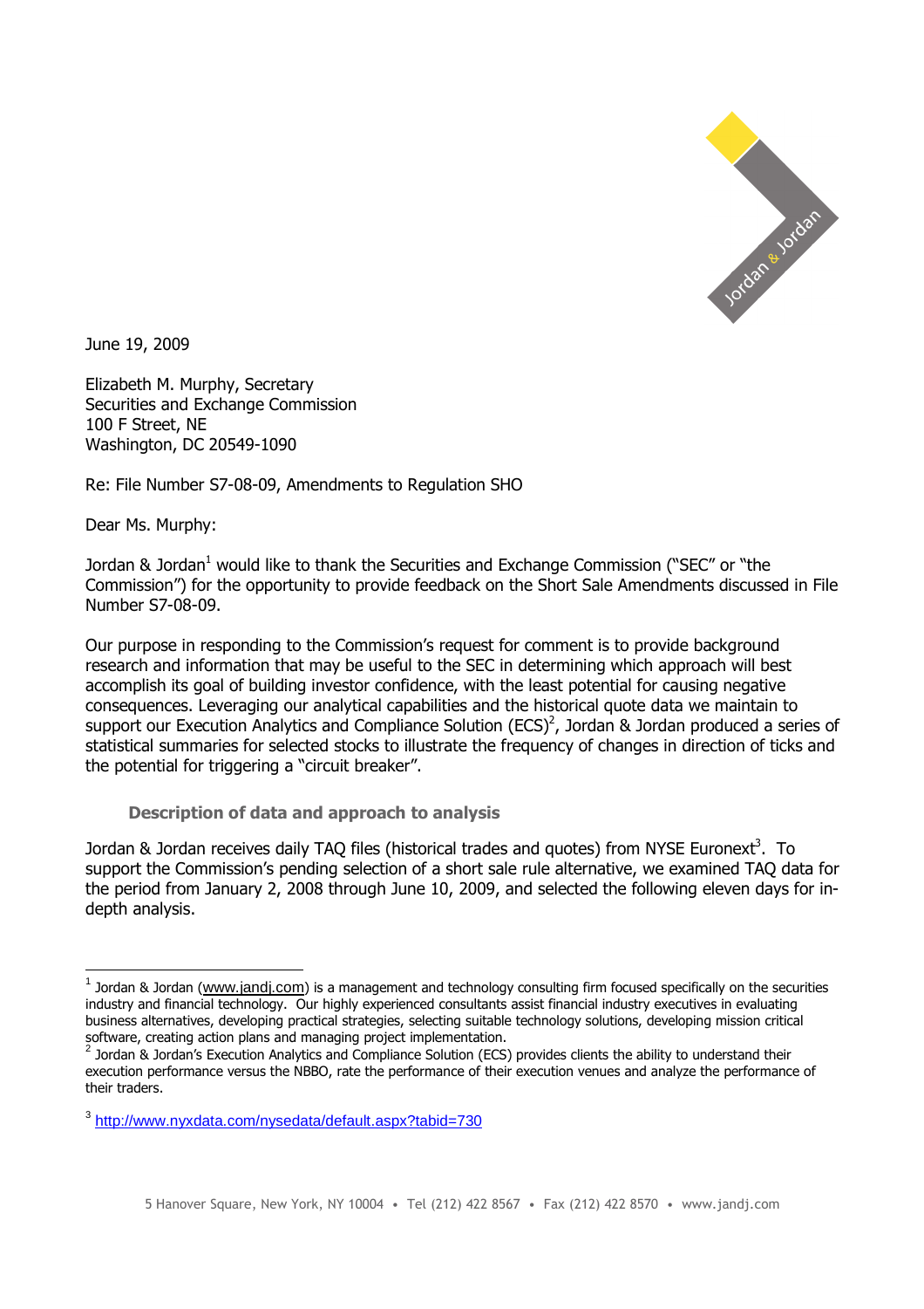June 19, 2009

Elizabeth M. Murphy, Secretary
Securities and Exchange Commission
100 F Street, NE
Washington, DC 20549-1090

Re: File Number S7-08-09, Amendments to Regulation SHO

Dear Ms. Murphy:

Jordan & Jordan[1] would like to thank the Securities and Exchange Commission ("SEC" or "the Commission") for the opportunity to provide feedback on the Short Sale Amendments discussed in File Number S7-08-09.

Our purpose in responding to the Commission's request for comment is to provide background research and information that may be useful to the SEC in determining which approach will best accomplish its goal of building investor confidence, with the least potential for causing negative consequences. Leveraging our analytical capabilities and the historical quote data we maintain to support our Execution Analytics and Compliance Solution (ECS)[2], Jordan & Jordan produced a series of statistical summaries for selected stocks to illustrate the frequency of changes in direction of ticks and the potential for triggering a "circuit breaker".

### Description of data and approach to analysis

Jordan & Jordan receives daily TAQ files (historical trades and quotes) from NYSE Euronext[3]. To support the Commission's pending selection of a short sale rule alternative, we examined TAQ data for the period from January 2, 2008 through June 10, 2009, and selected the following eleven days for in-depth analysis.

---

[1] Jordan & Jordan (www.jandj.com) is a management and technology consulting firm focused specifically on the securities industry and financial technology. Our highly experienced consultants assist financial industry executives in evaluating business alternatives, developing practical strategies, selecting suitable technology solutions, developing mission critical software, creating action plans and managing project implementation.

[2] Jordan & Jordan's Execution Analytics and Compliance Solution (ECS) provides clients the ability to understand their execution performance versus the NBBO, rate the performance of their execution venues and analyze the performance of their traders.

[3] http://www.nyxdata.com/nysedata/default.aspx?tabid=730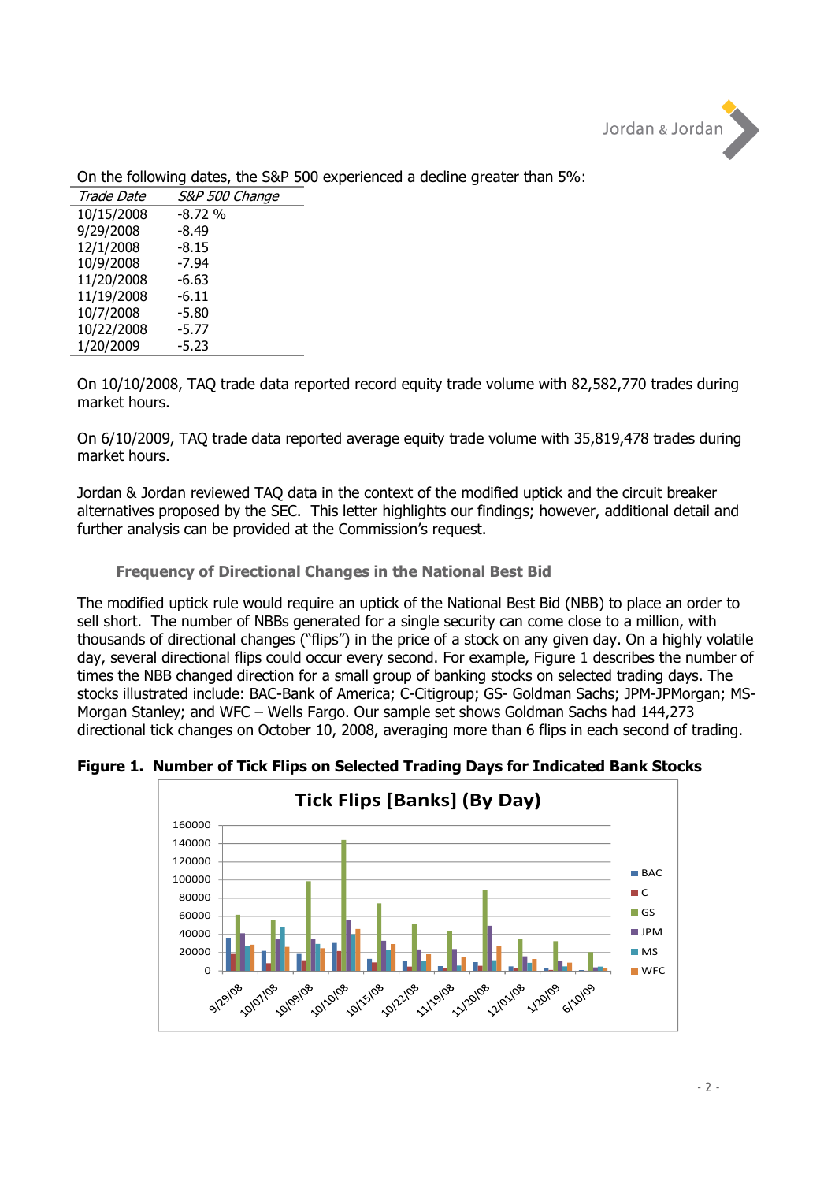On the following dates, the S&P 500 experienced a decline greater than 5%:

| *Trade Date* | *S&P 500 Change* |
|---|---|
| 10/15/2008 | -8.72 % |
| 9/29/2008 | -8.49 |
| 12/1/2008 | -8.15 |
| 10/9/2008 | -7.94 |
| 11/20/2008 | -6.63 |
| 11/19/2008 | -6.11 |
| 10/7/2008 | -5.80 |
| 10/22/2008 | -5.77 |
| 1/20/2009 | -5.23 |

On 10/10/2008, TAQ trade data reported record equity trade volume with 82,582,770 trades during market hours.

On 6/10/2009, TAQ trade data reported average equity trade volume with 35,819,478 trades during market hours.

Jordan & Jordan reviewed TAQ data in the context of the modified uptick and the circuit breaker alternatives proposed by the SEC. This letter highlights our findings; however, additional detail and further analysis can be provided at the Commission's request.

### Frequency of Directional Changes in the National Best Bid

The modified uptick rule would require an uptick of the National Best Bid (NBB) to place an order to sell short. The number of NBBs generated for a single security can come close to a million, with thousands of directional changes ("flips") in the price of a stock on any given day. On a highly volatile day, several directional flips could occur every second. For example, Figure 1 describes the number of times the NBB changed direction for a small group of banking stocks on selected trading days. The stocks illustrated include: BAC-Bank of America; C-Citigroup; GS- Goldman Sachs; JPM-JPMorgan; MS-Morgan Stanley; and WFC – Wells Fargo. Our sample set shows Goldman Sachs had 144,273 directional tick changes on October 10, 2008, averaging more than 6 flips in each second of trading.

**Figure 1. Number of Tick Flips on Selected Trading Days for Indicated Bank Stocks**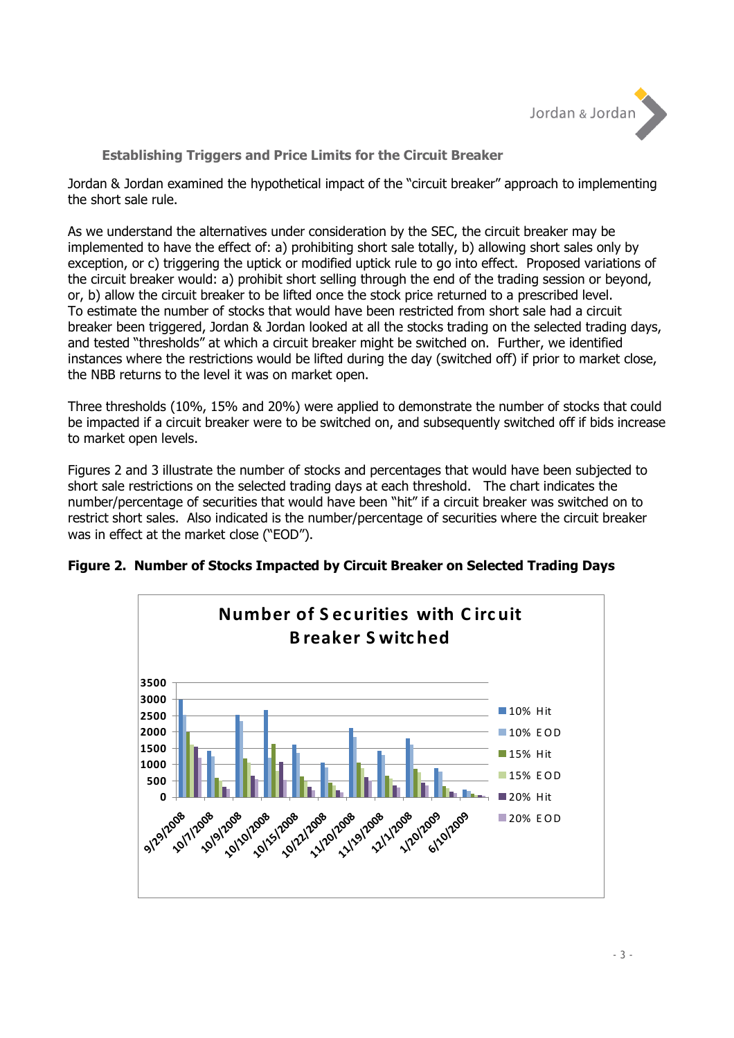### Establishing Triggers and Price Limits for the Circuit Breaker

Jordan & Jordan examined the hypothetical impact of the "circuit breaker" approach to implementing the short sale rule.

As we understand the alternatives under consideration by the SEC, the circuit breaker may be implemented to have the effect of: a) prohibiting short sale totally, b) allowing short sales only by exception, or c) triggering the uptick or modified uptick rule to go into effect. Proposed variations of the circuit breaker would: a) prohibit short selling through the end of the trading session or beyond, or, b) allow the circuit breaker to be lifted once the stock price returned to a prescribed level. To estimate the number of stocks that would have been restricted from short sale had a circuit breaker been triggered, Jordan & Jordan looked at all the stocks trading on the selected trading days, and tested "thresholds" at which a circuit breaker might be switched on. Further, we identified instances where the restrictions would be lifted during the day (switched off) if prior to market close, the NBB returns to the level it was on market open.

Three thresholds (10%, 15% and 20%) were applied to demonstrate the number of stocks that could be impacted if a circuit breaker were to be switched on, and subsequently switched off if bids increase to market open levels.

Figures 2 and 3 illustrate the number of stocks and percentages that would have been subjected to short sale restrictions on the selected trading days at each threshold. The chart indicates the number/percentage of securities that would have been "hit" if a circuit breaker was switched on to restrict short sales. Also indicated is the number/percentage of securities where the circuit breaker was in effect at the market close ("EOD").

**Figure 2. Number of Stocks Impacted by Circuit Breaker on Selected Trading Days**

**Number of Securities with Circuit Breaker Switched**

Legend: 10% Hit, 10% EOD, 15% Hit, 15% EOD, 20% Hit, 20% EOD

Y-axis: 0 to 3500 (increments of 500)

X-axis: 9/29/2008, 10/7/2008, 10/9/2008, 10/10/2008, 10/15/2008, 10/22/2008, 11/20/2008, 11/19/2008, 12/1/2008, 1/20/2009, 6/10/2009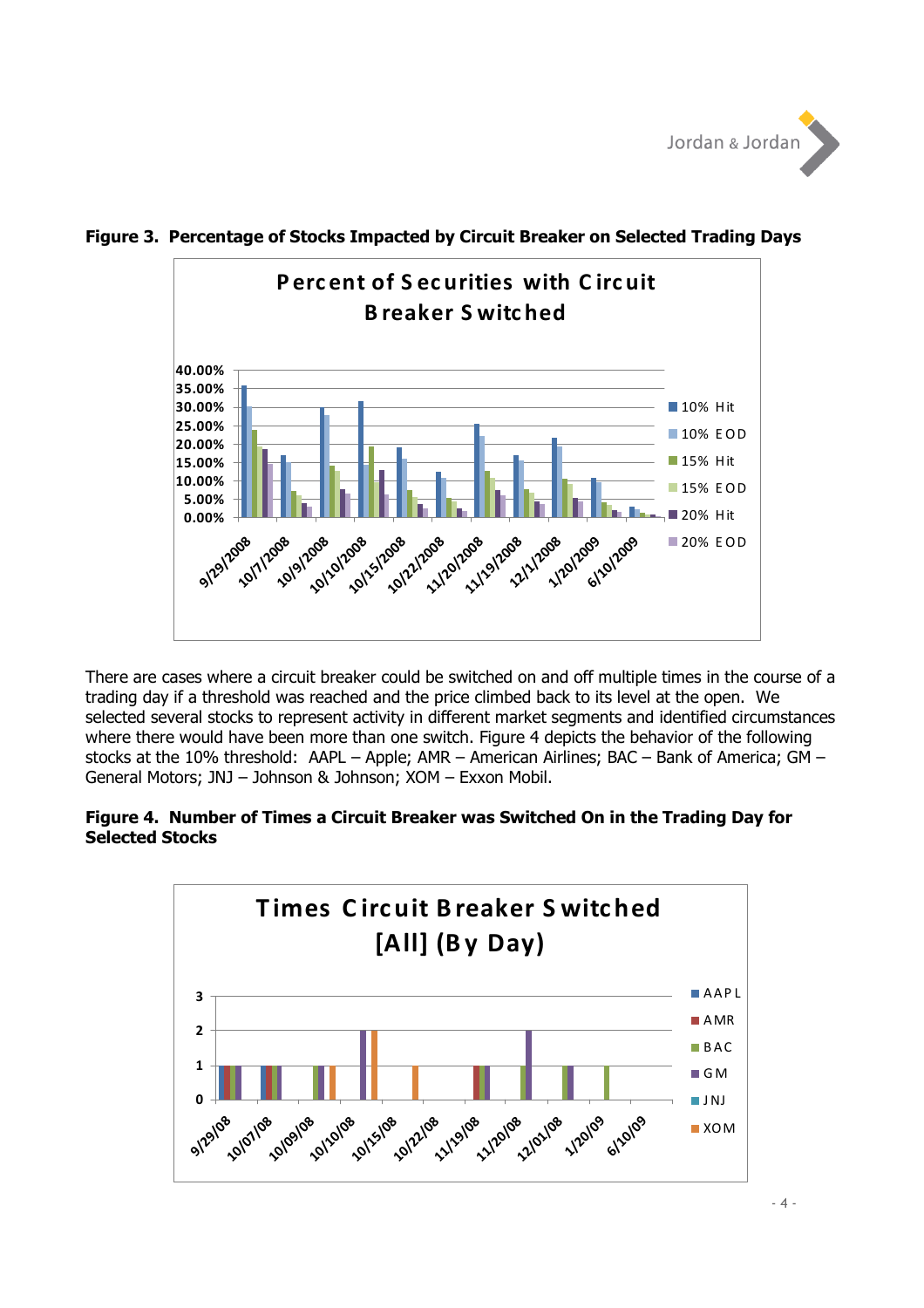**Figure 3. Percentage of Stocks Impacted by Circuit Breaker on Selected Trading Days**

There are cases where a circuit breaker could be switched on and off multiple times in the course of a trading day if a threshold was reached and the price climbed back to its level at the open. We selected several stocks to represent activity in different market segments and identified circumstances where there would have been more than one switch. Figure 4 depicts the behavior of the following stocks at the 10% threshold: AAPL – Apple; AMR – American Airlines; BAC – Bank of America; GM – General Motors; JNJ – Johnson & Johnson; XOM – Exxon Mobil.

**Figure 4. Number of Times a Circuit Breaker was Switched On in the Trading Day for Selected Stocks**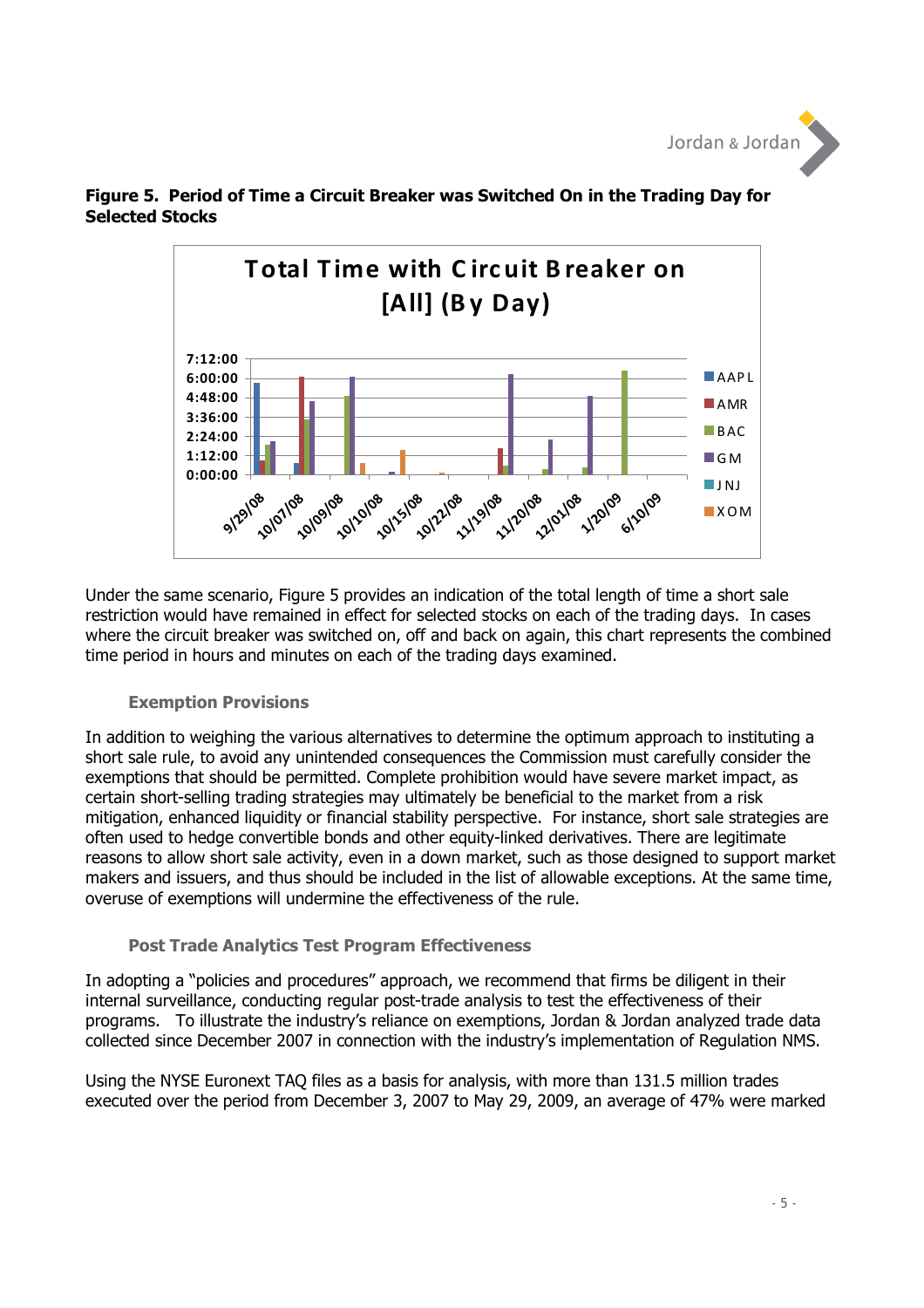**Figure 5. Period of Time a Circuit Breaker was Switched On in the Trading Day for Selected Stocks**

Under the same scenario, Figure 5 provides an indication of the total length of time a short sale restriction would have remained in effect for selected stocks on each of the trading days. In cases where the circuit breaker was switched on, off and back on again, this chart represents the combined time period in hours and minutes on each of the trading days examined.

### Exemption Provisions

In addition to weighing the various alternatives to determine the optimum approach to instituting a short sale rule, to avoid any unintended consequences the Commission must carefully consider the exemptions that should be permitted. Complete prohibition would have severe market impact, as certain short-selling trading strategies may ultimately be beneficial to the market from a risk mitigation, enhanced liquidity or financial stability perspective. For instance, short sale strategies are often used to hedge convertible bonds and other equity-linked derivatives. There are legitimate reasons to allow short sale activity, even in a down market, such as those designed to support market makers and issuers, and thus should be included in the list of allowable exceptions. At the same time, overuse of exemptions will undermine the effectiveness of the rule.

### Post Trade Analytics Test Program Effectiveness

In adopting a "policies and procedures" approach, we recommend that firms be diligent in their internal surveillance, conducting regular post-trade analysis to test the effectiveness of their programs. To illustrate the industry's reliance on exemptions, Jordan & Jordan analyzed trade data collected since December 2007 in connection with the industry's implementation of Regulation NMS.

Using the NYSE Euronext TAQ files as a basis for analysis, with more than 131.5 million trades executed over the period from December 3, 2007 to May 29, 2009, an average of 47% were marked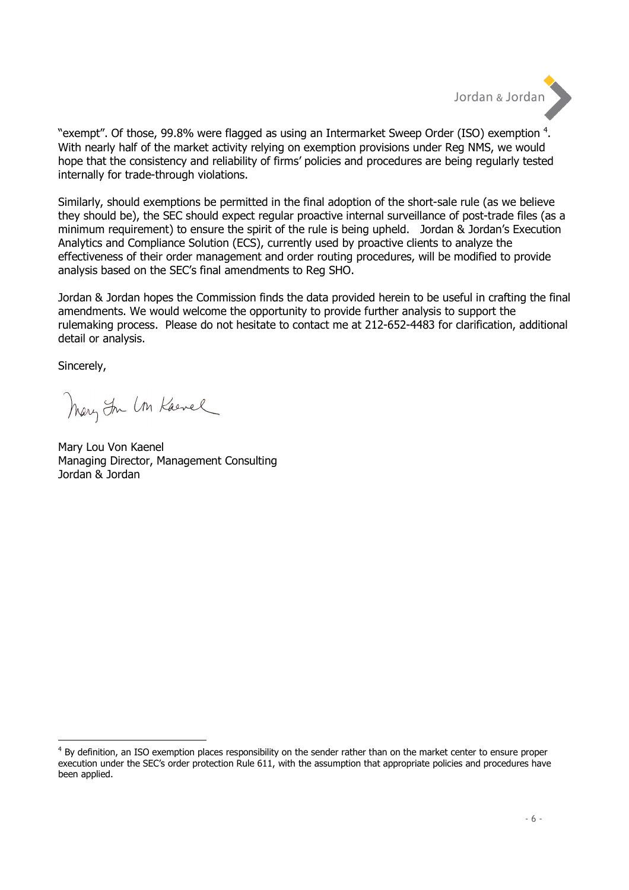"exempt". Of those, 99.8% were flagged as using an Intermarket Sweep Order (ISO) exemption [4]. With nearly half of the market activity relying on exemption provisions under Reg NMS, we would hope that the consistency and reliability of firms' policies and procedures are being regularly tested internally for trade-through violations.

Similarly, should exemptions be permitted in the final adoption of the short-sale rule (as we believe they should be), the SEC should expect regular proactive internal surveillance of post-trade files (as a minimum requirement) to ensure the spirit of the rule is being upheld. Jordan & Jordan's Execution Analytics and Compliance Solution (ECS), currently used by proactive clients to analyze the effectiveness of their order management and order routing procedures, will be modified to provide analysis based on the SEC's final amendments to Reg SHO.

Jordan & Jordan hopes the Commission finds the data provided herein to be useful in crafting the final amendments. We would welcome the opportunity to provide further analysis to support the rulemaking process. Please do not hesitate to contact me at 212-652-4483 for clarification, additional detail or analysis.

Sincerely,

Mary Lou Von Kaenel
Managing Director, Management Consulting
Jordan & Jordan

---

[4] By definition, an ISO exemption places responsibility on the sender rather than on the market center to ensure proper execution under the SEC's order protection Rule 611, with the assumption that appropriate policies and procedures have been applied.